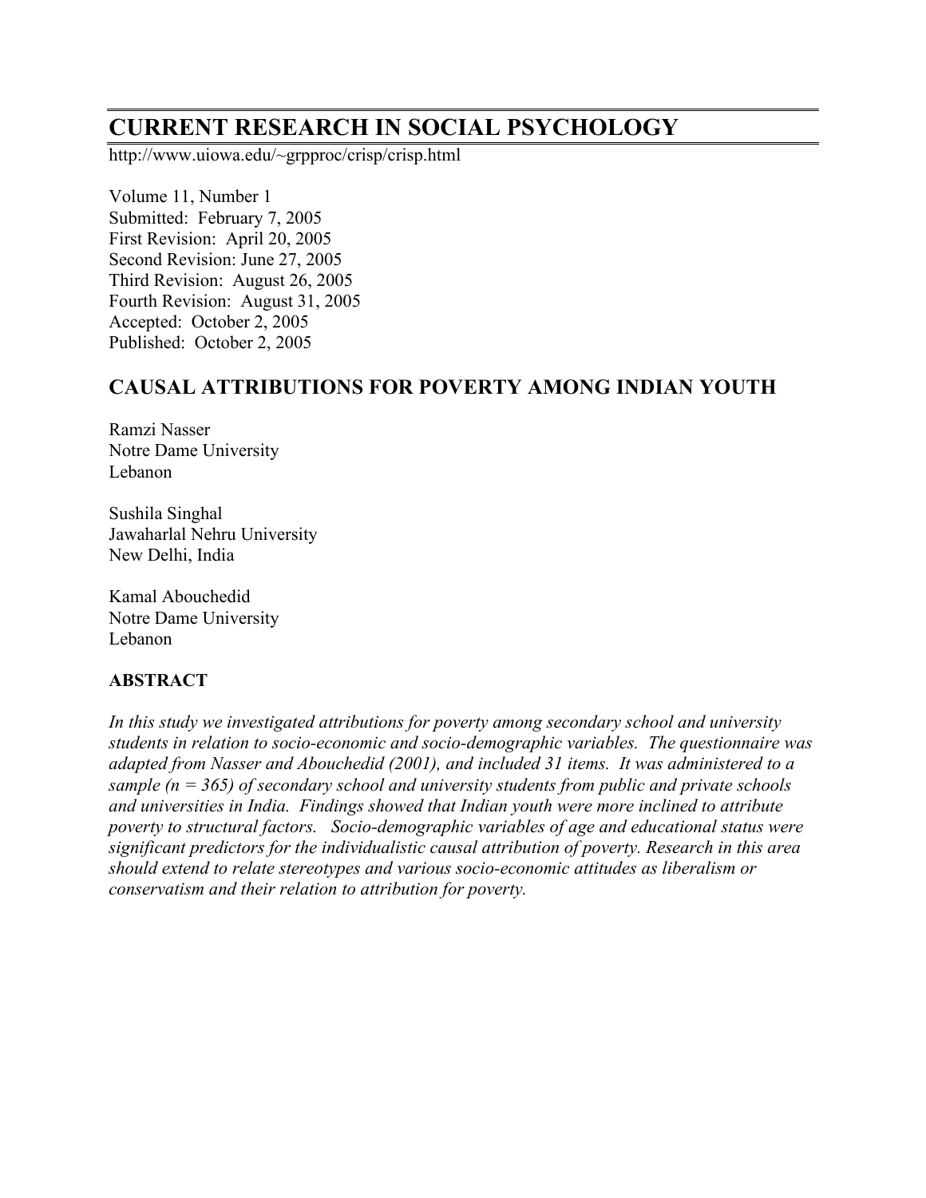# CURRENT RESEARCH IN SOCIAL PSYCHOLOGY

http://www.uiowa.edu/~grpproc/crisp/crisp.html

Volume 11, Number 1
Submitted: February 7, 2005
First Revision: April 20, 2005
Second Revision: June 27, 2005
Third Revision: August 26, 2005
Fourth Revision: August 31, 2005
Accepted: October 2, 2005
Published: October 2, 2005

## CAUSAL ATTRIBUTIONS FOR POVERTY AMONG INDIAN YOUTH

Ramzi Nasser
Notre Dame University
Lebanon

Sushila Singhal
Jawaharlal Nehru University
New Delhi, India

Kamal Abouchedid
Notre Dame University
Lebanon

### ABSTRACT

*In this study we investigated attributions for poverty among secondary school and university students in relation to socio-economic and socio-demographic variables. The questionnaire was adapted from Nasser and Abouchedid (2001), and included 31 items. It was administered to a sample (n = 365) of secondary school and university students from public and private schools and universities in India. Findings showed that Indian youth were more inclined to attribute poverty to structural factors. Socio-demographic variables of age and educational status were significant predictors for the individualistic causal attribution of poverty. Research in this area should extend to relate stereotypes and various socio-economic attitudes as liberalism or conservatism and their relation to attribution for poverty.*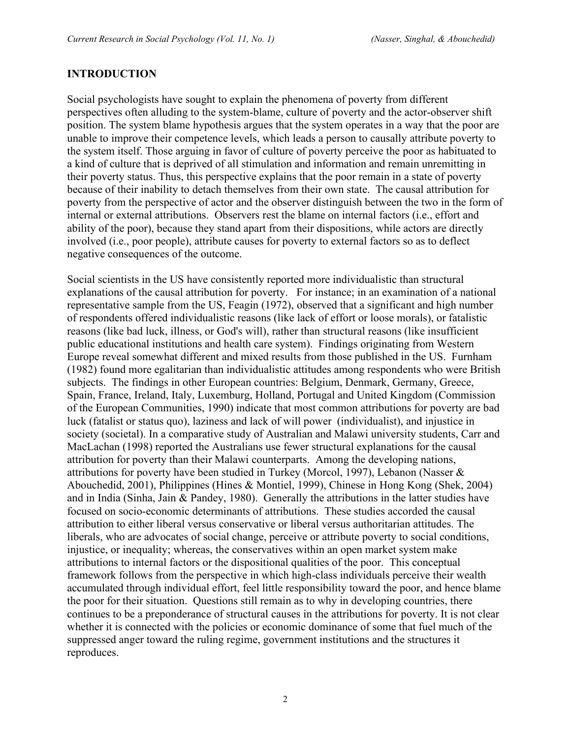## INTRODUCTION

Social psychologists have sought to explain the phenomena of poverty from different perspectives often alluding to the system-blame, culture of poverty and the actor-observer shift position. The system blame hypothesis argues that the system operates in a way that the poor are unable to improve their competence levels, which leads a person to causally attribute poverty to the system itself. Those arguing in favor of culture of poverty perceive the poor as habituated to a kind of culture that is deprived of all stimulation and information and remain unremitting in their poverty status. Thus, this perspective explains that the poor remain in a state of poverty because of their inability to detach themselves from their own state. The causal attribution for poverty from the perspective of actor and the observer distinguish between the two in the form of internal or external attributions. Observers rest the blame on internal factors (i.e., effort and ability of the poor), because they stand apart from their dispositions, while actors are directly involved (i.e., poor people), attribute causes for poverty to external factors so as to deflect negative consequences of the outcome.

Social scientists in the US have consistently reported more individualistic than structural explanations of the causal attribution for poverty. For instance; in an examination of a national representative sample from the US, Feagin (1972), observed that a significant and high number of respondents offered individualistic reasons (like lack of effort or loose morals), or fatalistic reasons (like bad luck, illness, or God's will), rather than structural reasons (like insufficient public educational institutions and health care system). Findings originating from Western Europe reveal somewhat different and mixed results from those published in the US. Furnham (1982) found more egalitarian than individualistic attitudes among respondents who were British subjects. The findings in other European countries: Belgium, Denmark, Germany, Greece, Spain, France, Ireland, Italy, Luxemburg, Holland, Portugal and United Kingdom (Commission of the European Communities, 1990) indicate that most common attributions for poverty are bad luck (fatalist or status quo), laziness and lack of will power (individualist), and injustice in society (societal). In a comparative study of Australian and Malawi university students, Carr and MacLachan (1998) reported the Australians use fewer structural explanations for the causal attribution for poverty than their Malawi counterparts. Among the developing nations, attributions for poverty have been studied in Turkey (Morcol, 1997), Lebanon (Nasser & Abouchedid, 2001), Philippines (Hines & Montiel, 1999), Chinese in Hong Kong (Shek, 2004) and in India (Sinha, Jain & Pandey, 1980). Generally the attributions in the latter studies have focused on socio-economic determinants of attributions. These studies accorded the causal attribution to either liberal versus conservative or liberal versus authoritarian attitudes. The liberals, who are advocates of social change, perceive or attribute poverty to social conditions, injustice, or inequality; whereas, the conservatives within an open market system make attributions to internal factors or the dispositional qualities of the poor. This conceptual framework follows from the perspective in which high-class individuals perceive their wealth accumulated through individual effort, feel little responsibility toward the poor, and hence blame the poor for their situation. Questions still remain as to why in developing countries, there continues to be a preponderance of structural causes in the attributions for poverty. It is not clear whether it is connected with the policies or economic dominance of some that fuel much of the suppressed anger toward the ruling regime, government institutions and the structures it reproduces.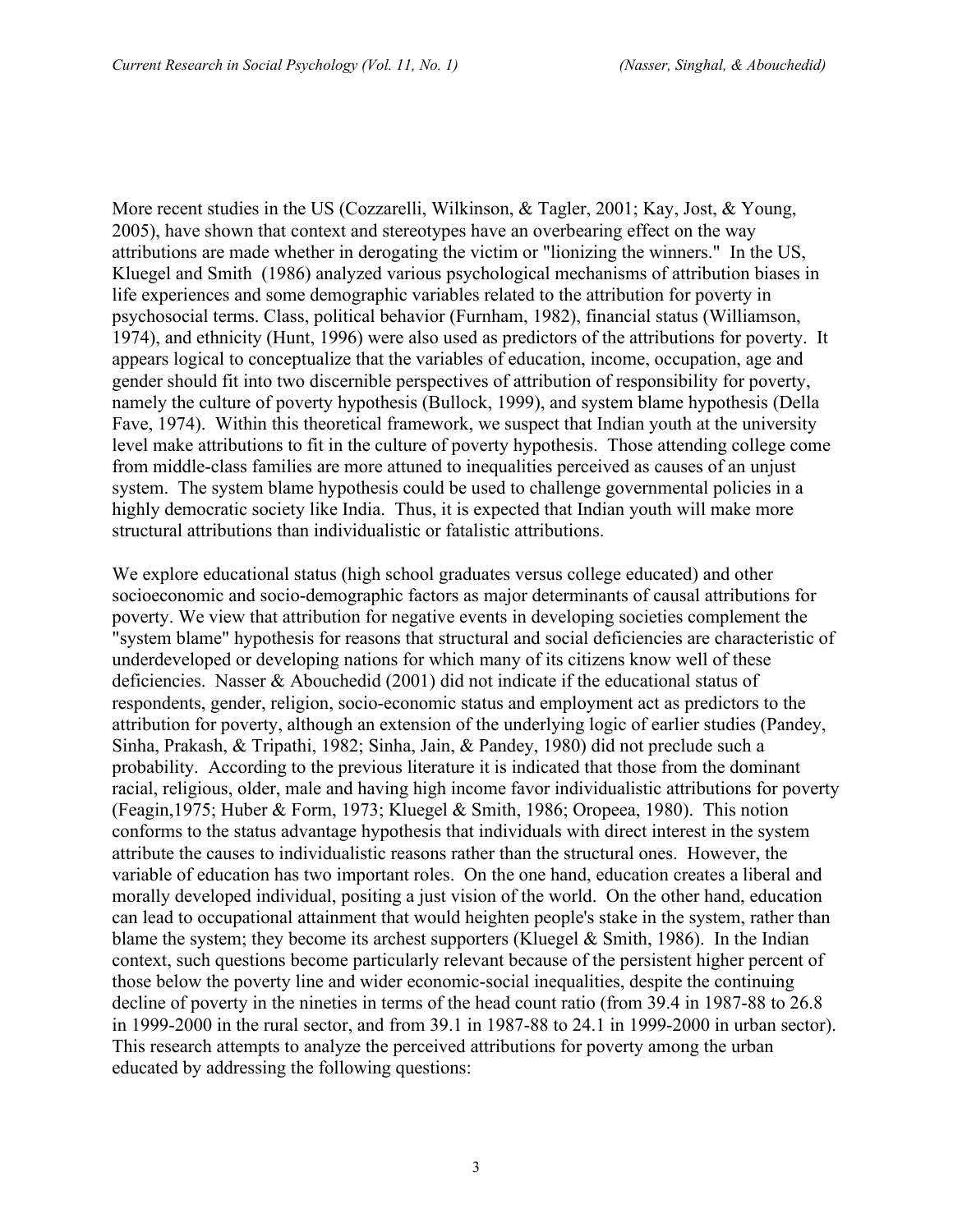More recent studies in the US (Cozzarelli, Wilkinson, & Tagler, 2001; Kay, Jost, & Young, 2005), have shown that context and stereotypes have an overbearing effect on the way attributions are made whether in derogating the victim or "lionizing the winners." In the US, Kluegel and Smith (1986) analyzed various psychological mechanisms of attribution biases in life experiences and some demographic variables related to the attribution for poverty in psychosocial terms. Class, political behavior (Furnham, 1982), financial status (Williamson, 1974), and ethnicity (Hunt, 1996) were also used as predictors of the attributions for poverty. It appears logical to conceptualize that the variables of education, income, occupation, age and gender should fit into two discernible perspectives of attribution of responsibility for poverty, namely the culture of poverty hypothesis (Bullock, 1999), and system blame hypothesis (Della Fave, 1974). Within this theoretical framework, we suspect that Indian youth at the university level make attributions to fit in the culture of poverty hypothesis. Those attending college come from middle-class families are more attuned to inequalities perceived as causes of an unjust system. The system blame hypothesis could be used to challenge governmental policies in a highly democratic society like India. Thus, it is expected that Indian youth will make more structural attributions than individualistic or fatalistic attributions.

We explore educational status (high school graduates versus college educated) and other socioeconomic and socio-demographic factors as major determinants of causal attributions for poverty. We view that attribution for negative events in developing societies complement the "system blame" hypothesis for reasons that structural and social deficiencies are characteristic of underdeveloped or developing nations for which many of its citizens know well of these deficiencies. Nasser & Abouchedid (2001) did not indicate if the educational status of respondents, gender, religion, socio-economic status and employment act as predictors to the attribution for poverty, although an extension of the underlying logic of earlier studies (Pandey, Sinha, Prakash, & Tripathi, 1982; Sinha, Jain, & Pandey, 1980) did not preclude such a probability. According to the previous literature it is indicated that those from the dominant racial, religious, older, male and having high income favor individualistic attributions for poverty (Feagin,1975; Huber & Form, 1973; Kluegel & Smith, 1986; Oropeea, 1980). This notion conforms to the status advantage hypothesis that individuals with direct interest in the system attribute the causes to individualistic reasons rather than the structural ones. However, the variable of education has two important roles. On the one hand, education creates a liberal and morally developed individual, positing a just vision of the world. On the other hand, education can lead to occupational attainment that would heighten people's stake in the system, rather than blame the system; they become its archest supporters (Kluegel & Smith, 1986). In the Indian context, such questions become particularly relevant because of the persistent higher percent of those below the poverty line and wider economic-social inequalities, despite the continuing decline of poverty in the nineties in terms of the head count ratio (from 39.4 in 1987-88 to 26.8 in 1999-2000 in the rural sector, and from 39.1 in 1987-88 to 24.1 in 1999-2000 in urban sector). This research attempts to analyze the perceived attributions for poverty among the urban educated by addressing the following questions: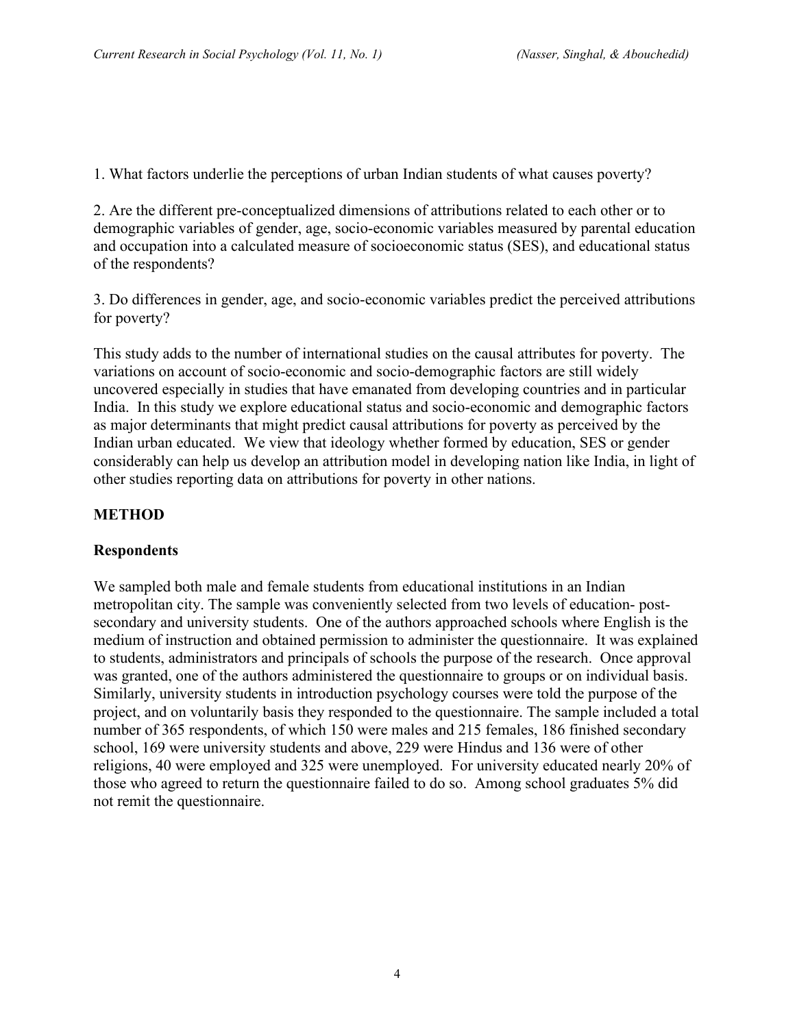1. What factors underlie the perceptions of urban Indian students of what causes poverty?

2. Are the different pre-conceptualized dimensions of attributions related to each other or to demographic variables of gender, age, socio-economic variables measured by parental education and occupation into a calculated measure of socioeconomic status (SES), and educational status of the respondents?

3. Do differences in gender, age, and socio-economic variables predict the perceived attributions for poverty?

This study adds to the number of international studies on the causal attributes for poverty. The variations on account of socio-economic and socio-demographic factors are still widely uncovered especially in studies that have emanated from developing countries and in particular India. In this study we explore educational status and socio-economic and demographic factors as major determinants that might predict causal attributions for poverty as perceived by the Indian urban educated. We view that ideology whether formed by education, SES or gender considerably can help us develop an attribution model in developing nation like India, in light of other studies reporting data on attributions for poverty in other nations.

## METHOD

### Respondents

We sampled both male and female students from educational institutions in an Indian metropolitan city. The sample was conveniently selected from two levels of education- post-secondary and university students. One of the authors approached schools where English is the medium of instruction and obtained permission to administer the questionnaire. It was explained to students, administrators and principals of schools the purpose of the research. Once approval was granted, one of the authors administered the questionnaire to groups or on individual basis. Similarly, university students in introduction psychology courses were told the purpose of the project, and on voluntarily basis they responded to the questionnaire. The sample included a total number of 365 respondents, of which 150 were males and 215 females, 186 finished secondary school, 169 were university students and above, 229 were Hindus and 136 were of other religions, 40 were employed and 325 were unemployed. For university educated nearly 20% of those who agreed to return the questionnaire failed to do so. Among school graduates 5% did not remit the questionnaire.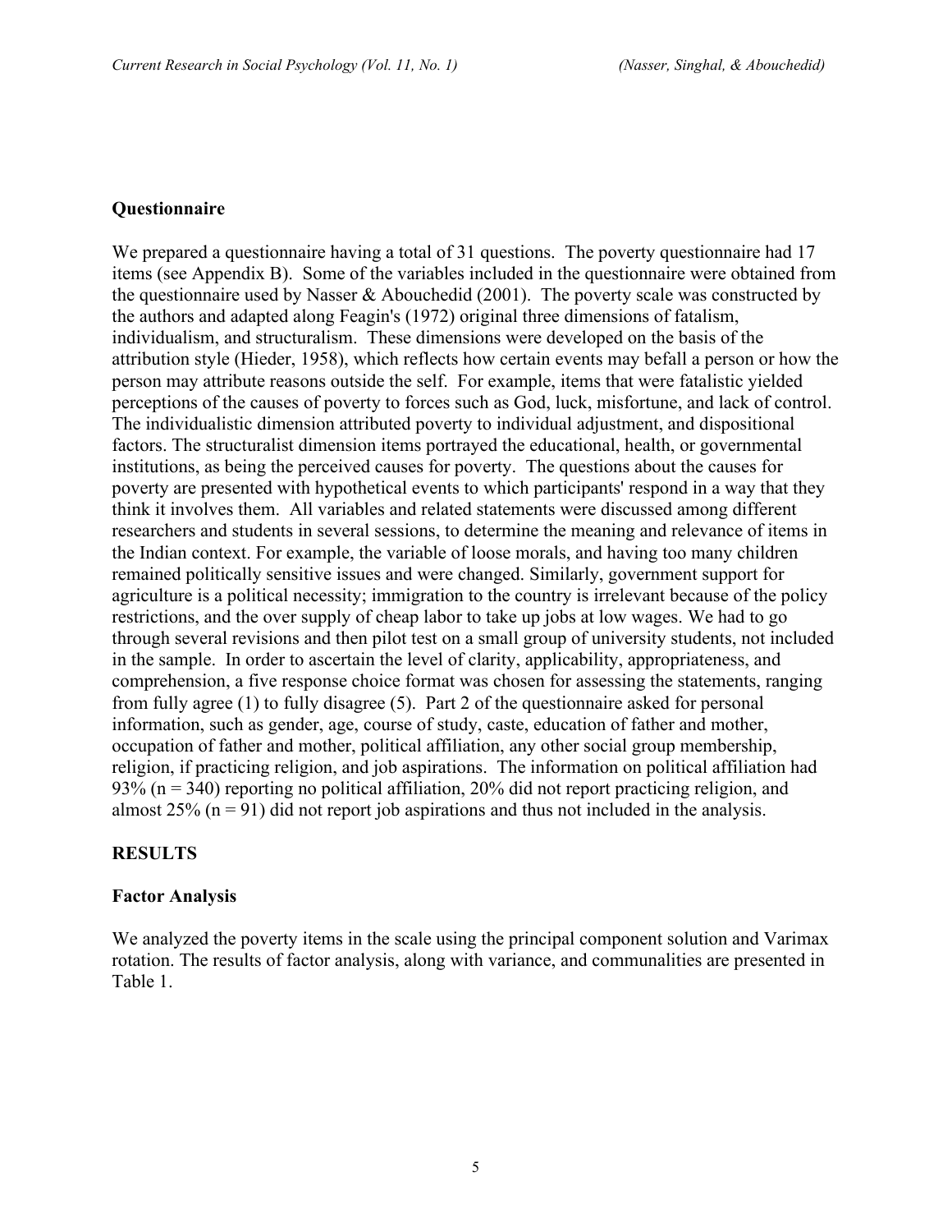### Questionnaire

We prepared a questionnaire having a total of 31 questions. The poverty questionnaire had 17 items (see Appendix B). Some of the variables included in the questionnaire were obtained from the questionnaire used by Nasser & Abouchedid (2001). The poverty scale was constructed by the authors and adapted along Feagin's (1972) original three dimensions of fatalism, individualism, and structuralism. These dimensions were developed on the basis of the attribution style (Hieder, 1958), which reflects how certain events may befall a person or how the person may attribute reasons outside the self. For example, items that were fatalistic yielded perceptions of the causes of poverty to forces such as God, luck, misfortune, and lack of control. The individualistic dimension attributed poverty to individual adjustment, and dispositional factors. The structuralist dimension items portrayed the educational, health, or governmental institutions, as being the perceived causes for poverty. The questions about the causes for poverty are presented with hypothetical events to which participants' respond in a way that they think it involves them. All variables and related statements were discussed among different researchers and students in several sessions, to determine the meaning and relevance of items in the Indian context. For example, the variable of loose morals, and having too many children remained politically sensitive issues and were changed. Similarly, government support for agriculture is a political necessity; immigration to the country is irrelevant because of the policy restrictions, and the over supply of cheap labor to take up jobs at low wages. We had to go through several revisions and then pilot test on a small group of university students, not included in the sample. In order to ascertain the level of clarity, applicability, appropriateness, and comprehension, a five response choice format was chosen for assessing the statements, ranging from fully agree (1) to fully disagree (5). Part 2 of the questionnaire asked for personal information, such as gender, age, course of study, caste, education of father and mother, occupation of father and mother, political affiliation, any other social group membership, religion, if practicing religion, and job aspirations. The information on political affiliation had 93% ($n = 340$) reporting no political affiliation, 20% did not report practicing religion, and almost 25% ($n = 91$) did not report job aspirations and thus not included in the analysis.

## RESULTS

### Factor Analysis

We analyzed the poverty items in the scale using the principal component solution and Varimax rotation. The results of factor analysis, along with variance, and communalities are presented in Table 1.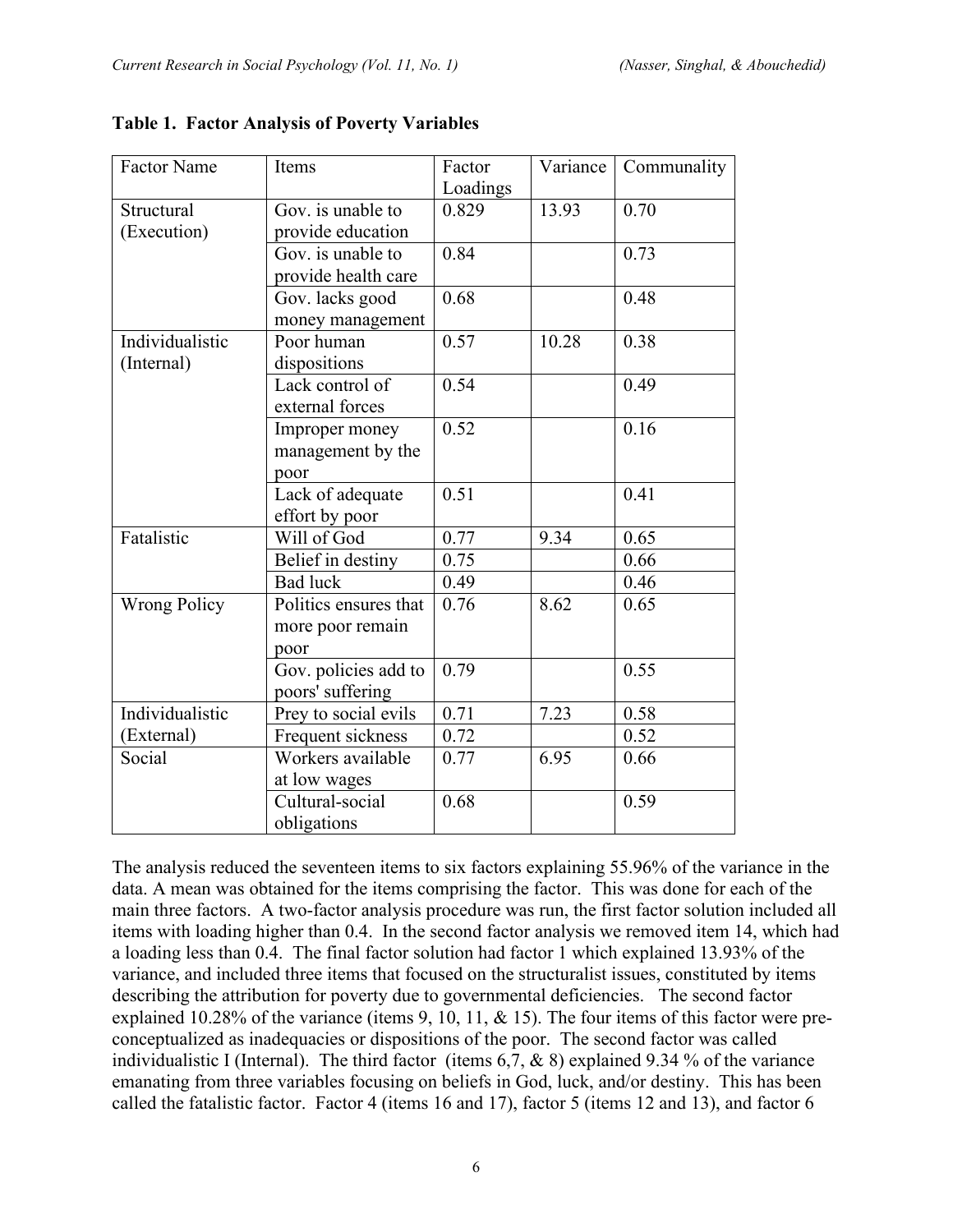**Table 1. Factor Analysis of Poverty Variables**

| Factor Name | Items | Factor Loadings | Variance | Communality |
|---|---|---|---|---|
| Structural (Execution) | Gov. is unable to provide education | 0.829 | 13.93 | 0.70 |
| | Gov. is unable to provide health care | 0.84 | | 0.73 |
| | Gov. lacks good money management | 0.68 | | 0.48 |
| Individualistic (Internal) | Poor human dispositions | 0.57 | 10.28 | 0.38 |
| | Lack control of external forces | 0.54 | | 0.49 |
| | Improper money management by the poor | 0.52 | | 0.16 |
| | Lack of adequate effort by poor | 0.51 | | 0.41 |
| Fatalistic | Will of God | 0.77 | 9.34 | 0.65 |
| | Belief in destiny | 0.75 | | 0.66 |
| | Bad luck | 0.49 | | 0.46 |
| Wrong Policy | Politics ensures that more poor remain poor | 0.76 | 8.62 | 0.65 |
| | Gov. policies add to poors' suffering | 0.79 | | 0.55 |
| Individualistic (External) | Prey to social evils | 0.71 | 7.23 | 0.58 |
| | Frequent sickness | 0.72 | | 0.52 |
| Social | Workers available at low wages | 0.77 | 6.95 | 0.66 |
| | Cultural-social obligations | 0.68 | | 0.59 |

The analysis reduced the seventeen items to six factors explaining 55.96% of the variance in the data. A mean was obtained for the items comprising the factor. This was done for each of the main three factors. A two-factor analysis procedure was run, the first factor solution included all items with loading higher than 0.4. In the second factor analysis we removed item 14, which had a loading less than 0.4. The final factor solution had factor 1 which explained 13.93% of the variance, and included three items that focused on the structuralist issues, constituted by items describing the attribution for poverty due to governmental deficiencies. The second factor explained 10.28% of the variance (items 9, 10, 11, & 15). The four items of this factor were pre-conceptualized as inadequacies or dispositions of the poor. The second factor was called individualistic I (Internal). The third factor (items 6,7, & 8) explained 9.34 % of the variance emanating from three variables focusing on beliefs in God, luck, and/or destiny. This has been called the fatalistic factor. Factor 4 (items 16 and 17), factor 5 (items 12 and 13), and factor 6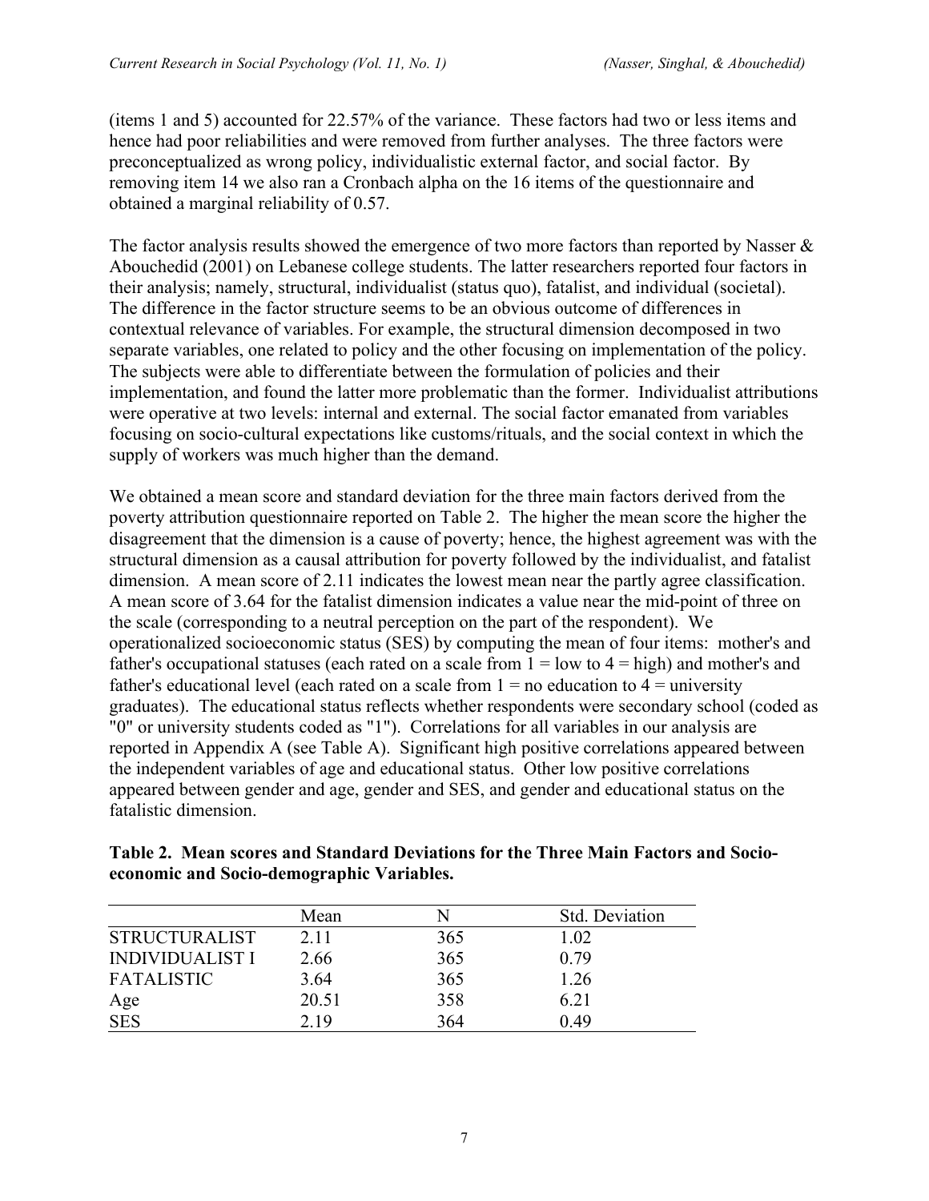(items 1 and 5) accounted for 22.57% of the variance. These factors had two or less items and hence had poor reliabilities and were removed from further analyses. The three factors were preconceptualized as wrong policy, individualistic external factor, and social factor. By removing item 14 we also ran a Cronbach alpha on the 16 items of the questionnaire and obtained a marginal reliability of 0.57.

The factor analysis results showed the emergence of two more factors than reported by Nasser & Abouchedid (2001) on Lebanese college students. The latter researchers reported four factors in their analysis; namely, structural, individualist (status quo), fatalist, and individual (societal). The difference in the factor structure seems to be an obvious outcome of differences in contextual relevance of variables. For example, the structural dimension decomposed in two separate variables, one related to policy and the other focusing on implementation of the policy. The subjects were able to differentiate between the formulation of policies and their implementation, and found the latter more problematic than the former. Individualist attributions were operative at two levels: internal and external. The social factor emanated from variables focusing on socio-cultural expectations like customs/rituals, and the social context in which the supply of workers was much higher than the demand.

We obtained a mean score and standard deviation for the three main factors derived from the poverty attribution questionnaire reported on Table 2. The higher the mean score the higher the disagreement that the dimension is a cause of poverty; hence, the highest agreement was with the structural dimension as a causal attribution for poverty followed by the individualist, and fatalist dimension. A mean score of 2.11 indicates the lowest mean near the partly agree classification. A mean score of 3.64 for the fatalist dimension indicates a value near the mid-point of three on the scale (corresponding to a neutral perception on the part of the respondent). We operationalized socioeconomic status (SES) by computing the mean of four items: mother's and father's occupational statuses (each rated on a scale from 1 = low to 4 = high) and mother's and father's educational level (each rated on a scale from 1 = no education to 4 = university graduates). The educational status reflects whether respondents were secondary school (coded as "0" or university students coded as "1"). Correlations for all variables in our analysis are reported in Appendix A (see Table A). Significant high positive correlations appeared between the independent variables of age and educational status. Other low positive correlations appeared between gender and age, gender and SES, and gender and educational status on the fatalistic dimension.

**Table 2. Mean scores and Standard Deviations for the Three Main Factors and Socio-economic and Socio-demographic Variables.**

| | Mean | N | Std. Deviation |
|---|---|---|---|
| STRUCTURALIST | 2.11 | 365 | 1.02 |
| INDIVIDUALIST I | 2.66 | 365 | 0.79 |
| FATALISTIC | 3.64 | 365 | 1.26 |
| Age | 20.51 | 358 | 6.21 |
| SES | 2.19 | 364 | 0.49 |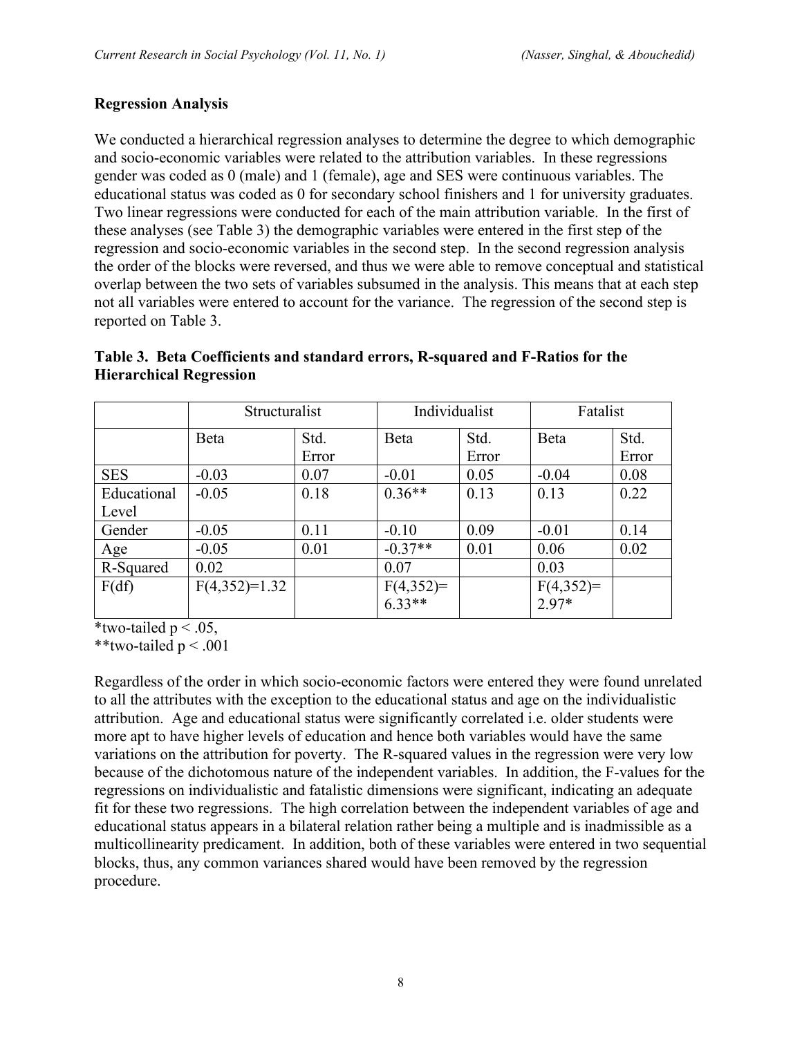**Regression Analysis**

We conducted a hierarchical regression analyses to determine the degree to which demographic and socio-economic variables were related to the attribution variables. In these regressions gender was coded as 0 (male) and 1 (female), age and SES were continuous variables. The educational status was coded as 0 for secondary school finishers and 1 for university graduates. Two linear regressions were conducted for each of the main attribution variable. In the first of these analyses (see Table 3) the demographic variables were entered in the first step of the regression and socio-economic variables in the second step. In the second regression analysis the order of the blocks were reversed, and thus we were able to remove conceptual and statistical overlap between the two sets of variables subsumed in the analysis. This means that at each step not all variables were entered to account for the variance. The regression of the second step is reported on Table 3.

**Table 3. Beta Coefficients and standard errors, R-squared and F-Ratios for the Hierarchical Regression**

| | Structuralist | | Individualist | | Fatalist | |
|---|---|---|---|---|---|---|
| | Beta | Std. Error | Beta | Std. Error | Beta | Std. Error |
| SES | -0.03 | 0.07 | -0.01 | 0.05 | -0.04 | 0.08 |
| Educational Level | -0.05 | 0.18 | 0.36** | 0.13 | 0.13 | 0.22 |
| Gender | -0.05 | 0.11 | -0.10 | 0.09 | -0.01 | 0.14 |
| Age | -0.05 | 0.01 | -0.37** | 0.01 | 0.06 | 0.02 |
| R-Squared | 0.02 | | 0.07 | | 0.03 | |
| F(df) | F(4,352)=1.32 | | F(4,352)= 6.33** | | F(4,352)= 2.97* | |

*two-tailed $p < .05$,
**two-tailed $p < .001$

Regardless of the order in which socio-economic factors were entered they were found unrelated to all the attributes with the exception to the educational status and age on the individualistic attribution. Age and educational status were significantly correlated i.e. older students were more apt to have higher levels of education and hence both variables would have the same variations on the attribution for poverty. The R-squared values in the regression were very low because of the dichotomous nature of the independent variables. In addition, the F-values for the regressions on individualistic and fatalistic dimensions were significant, indicating an adequate fit for these two regressions. The high correlation between the independent variables of age and educational status appears in a bilateral relation rather being a multiple and is inadmissible as a multicollinearity predicament. In addition, both of these variables were entered in two sequential blocks, thus, any common variances shared would have been removed by the regression procedure.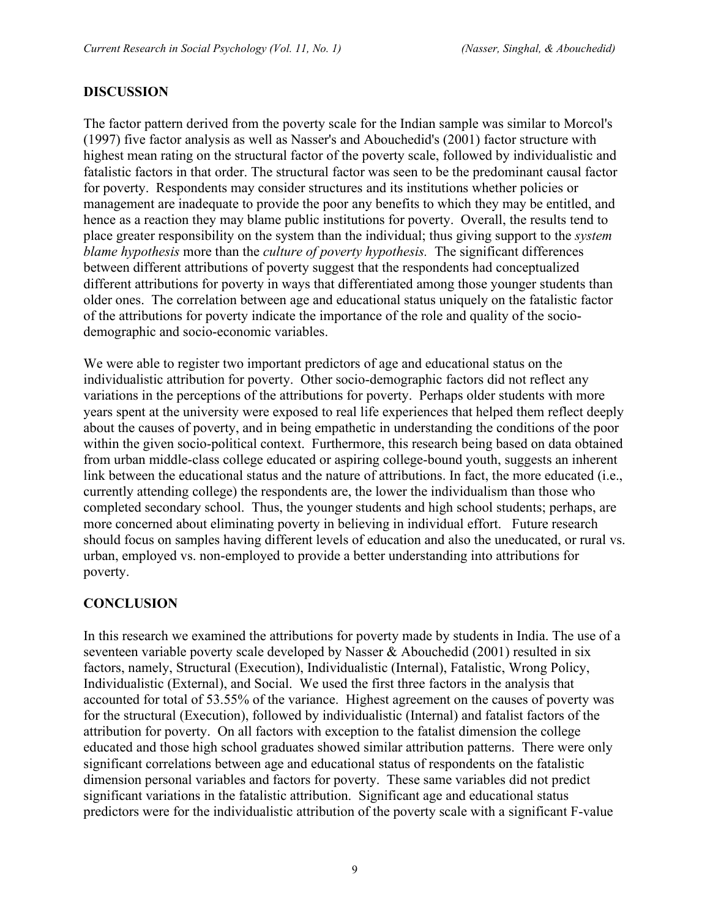## DISCUSSION

The factor pattern derived from the poverty scale for the Indian sample was similar to Morcol's (1997) five factor analysis as well as Nasser's and Abouchedid's (2001) factor structure with highest mean rating on the structural factor of the poverty scale, followed by individualistic and fatalistic factors in that order. The structural factor was seen to be the predominant causal factor for poverty. Respondents may consider structures and its institutions whether policies or management are inadequate to provide the poor any benefits to which they may be entitled, and hence as a reaction they may blame public institutions for poverty. Overall, the results tend to place greater responsibility on the system than the individual; thus giving support to the *system blame hypothesis* more than the *culture of poverty hypothesis.* The significant differences between different attributions of poverty suggest that the respondents had conceptualized different attributions for poverty in ways that differentiated among those younger students than older ones. The correlation between age and educational status uniquely on the fatalistic factor of the attributions for poverty indicate the importance of the role and quality of the socio-demographic and socio-economic variables.

We were able to register two important predictors of age and educational status on the individualistic attribution for poverty. Other socio-demographic factors did not reflect any variations in the perceptions of the attributions for poverty. Perhaps older students with more years spent at the university were exposed to real life experiences that helped them reflect deeply about the causes of poverty, and in being empathetic in understanding the conditions of the poor within the given socio-political context. Furthermore, this research being based on data obtained from urban middle-class college educated or aspiring college-bound youth, suggests an inherent link between the educational status and the nature of attributions. In fact, the more educated (i.e., currently attending college) the respondents are, the lower the individualism than those who completed secondary school. Thus, the younger students and high school students; perhaps, are more concerned about eliminating poverty in believing in individual effort. Future research should focus on samples having different levels of education and also the uneducated, or rural vs. urban, employed vs. non-employed to provide a better understanding into attributions for poverty.

## CONCLUSION

In this research we examined the attributions for poverty made by students in India. The use of a seventeen variable poverty scale developed by Nasser & Abouchedid (2001) resulted in six factors, namely, Structural (Execution), Individualistic (Internal), Fatalistic, Wrong Policy, Individualistic (External), and Social. We used the first three factors in the analysis that accounted for total of 53.55% of the variance. Highest agreement on the causes of poverty was for the structural (Execution), followed by individualistic (Internal) and fatalist factors of the attribution for poverty. On all factors with exception to the fatalist dimension the college educated and those high school graduates showed similar attribution patterns. There were only significant correlations between age and educational status of respondents on the fatalistic dimension personal variables and factors for poverty. These same variables did not predict significant variations in the fatalistic attribution. Significant age and educational status predictors were for the individualistic attribution of the poverty scale with a significant F-value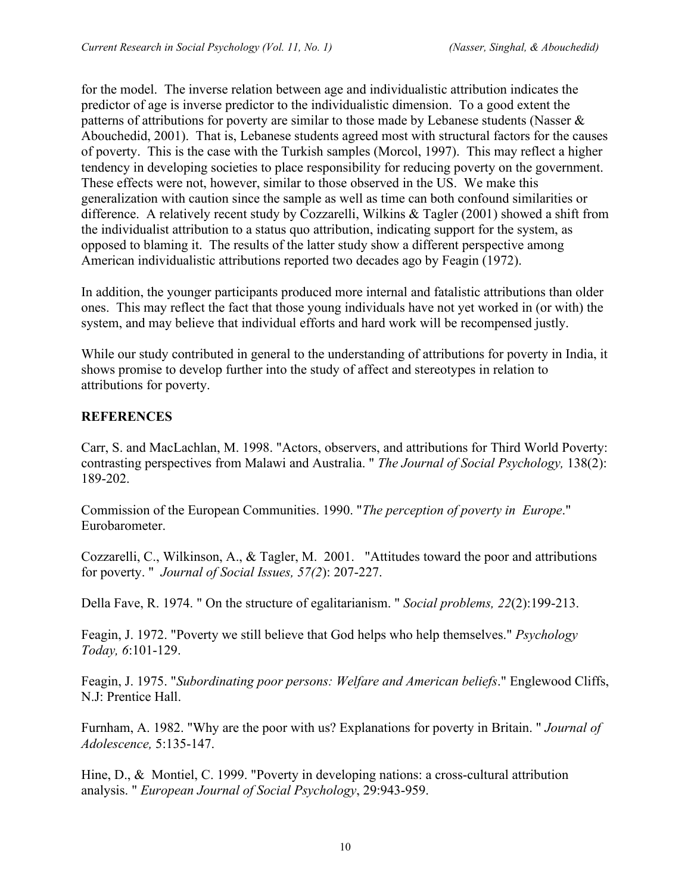for the model. The inverse relation between age and individualistic attribution indicates the predictor of age is inverse predictor to the individualistic dimension. To a good extent the patterns of attributions for poverty are similar to those made by Lebanese students (Nasser & Abouchedid, 2001). That is, Lebanese students agreed most with structural factors for the causes of poverty. This is the case with the Turkish samples (Morcol, 1997). This may reflect a higher tendency in developing societies to place responsibility for reducing poverty on the government. These effects were not, however, similar to those observed in the US. We make this generalization with caution since the sample as well as time can both confound similarities or difference. A relatively recent study by Cozzarelli, Wilkins & Tagler (2001) showed a shift from the individualist attribution to a status quo attribution, indicating support for the system, as opposed to blaming it. The results of the latter study show a different perspective among American individualistic attributions reported two decades ago by Feagin (1972).

In addition, the younger participants produced more internal and fatalistic attributions than older ones. This may reflect the fact that those young individuals have not yet worked in (or with) the system, and may believe that individual efforts and hard work will be recompensed justly.

While our study contributed in general to the understanding of attributions for poverty in India, it shows promise to develop further into the study of affect and stereotypes in relation to attributions for poverty.

**REFERENCES**

Carr, S. and MacLachlan, M. 1998. "Actors, observers, and attributions for Third World Poverty: contrasting perspectives from Malawi and Australia. " *The Journal of Social Psychology,* 138(2): 189-202.

Commission of the European Communities. 1990. "*The perception of poverty in Europe*." Eurobarometer.

Cozzarelli, C., Wilkinson, A., & Tagler, M. 2001. "Attitudes toward the poor and attributions for poverty. " *Journal of Social Issues, 57(2*): 207-227.

Della Fave, R. 1974. " On the structure of egalitarianism. " *Social problems, 22*(2):199-213.

Feagin, J. 1972. "Poverty we still believe that God helps who help themselves." *Psychology Today, 6*:101-129.

Feagin, J. 1975. "*Subordinating poor persons: Welfare and American beliefs*." Englewood Cliffs, N.J: Prentice Hall.

Furnham, A. 1982. "Why are the poor with us? Explanations for poverty in Britain. " *Journal of Adolescence,* 5:135-147.

Hine, D., & Montiel, C. 1999. "Poverty in developing nations: a cross-cultural attribution analysis. " *European Journal of Social Psychology*, 29:943-959.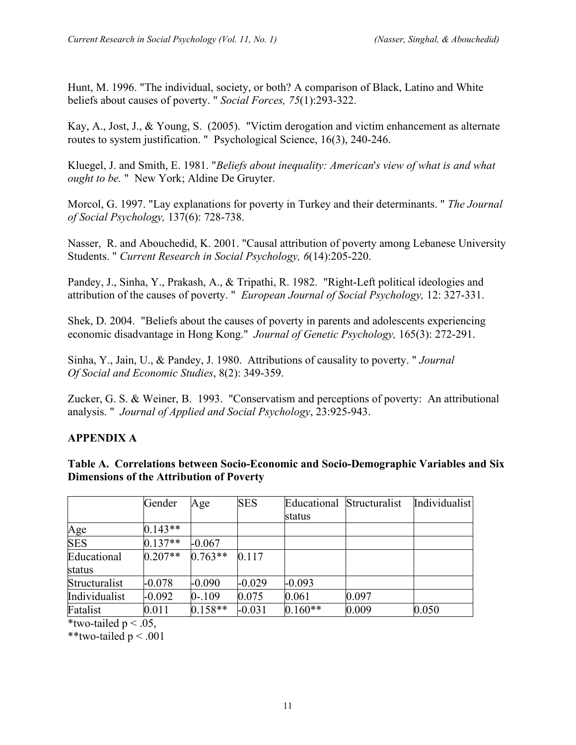Hunt, M. 1996. "The individual, society, or both? A comparison of Black, Latino and White beliefs about causes of poverty. " *Social Forces, 75*(1):293-322.

Kay, A., Jost, J., & Young, S. (2005). "Victim derogation and victim enhancement as alternate routes to system justification. " Psychological Science, 16(3), 240-246.

Kluegel, J. and Smith, E. 1981. "*Beliefs about inequality: American's view of what is and what ought to be.* " New York; Aldine De Gruyter.

Morcol, G. 1997. "Lay explanations for poverty in Turkey and their determinants. " *The Journal of Social Psychology,* 137(6): 728-738.

Nasser, R. and Abouchedid, K. 2001. "Causal attribution of poverty among Lebanese University Students. " *Current Research in Social Psychology, 6*(14):205-220.

Pandey, J., Sinha, Y., Prakash, A., & Tripathi, R. 1982. "Right-Left political ideologies and attribution of the causes of poverty. " *European Journal of Social Psychology,* 12: 327-331.

Shek, D. 2004. "Beliefs about the causes of poverty in parents and adolescents experiencing economic disadvantage in Hong Kong." *Journal of Genetic Psychology,* 165(3): 272-291.

Sinha, Y., Jain, U., & Pandey, J. 1980. Attributions of causality to poverty. " *Journal Of Social and Economic Studies*, 8(2): 349-359.

Zucker, G. S. & Weiner, B. 1993. "Conservatism and perceptions of poverty: An attributional analysis. " *Journal of Applied and Social Psychology*, 23:925-943.

## APPENDIX A

**Table A. Correlations between Socio-Economic and Socio-Demographic Variables and Six Dimensions of the Attribution of Poverty**

| | Gender | Age | SES | Educational status | Structuralist | Individualist |
|---|---|---|---|---|---|---|
| Age | 0.143** | | | | | |
| SES | 0.137** | -0.067 | | | | |
| Educational status | 0.207** | 0.763** | 0.117 | | | |
| Structuralist | -0.078 | -0.090 | -0.029 | -0.093 | | |
| Individualist | -0.092 | 0-.109 | 0.075 | 0.061 | 0.097 | |
| Fatalist | 0.011 | 0.158** | -0.031 | 0.160** | 0.009 | 0.050 |

*two-tailed $p < .05$,

**two-tailed $p < .001$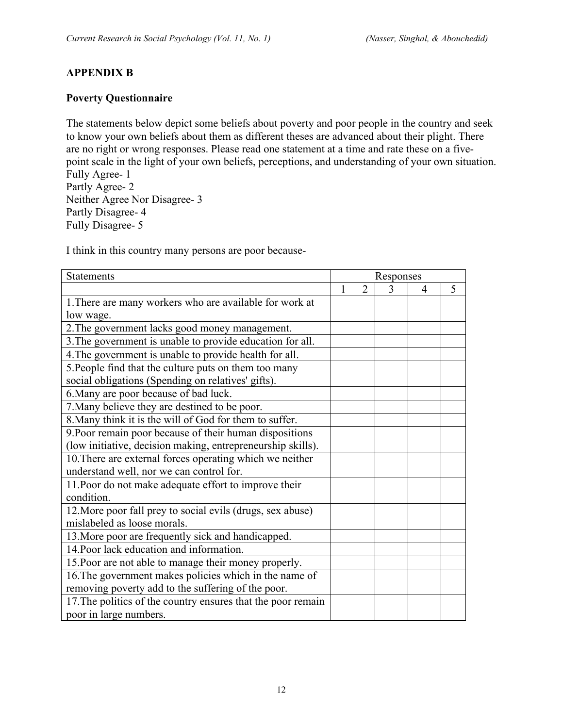## APPENDIX B

### Poverty Questionnaire

The statements below depict some beliefs about poverty and poor people in the country and seek to know your own beliefs about them as different theses are advanced about their plight. There are no right or wrong responses. Please read one statement at a time and rate these on a five-point scale in the light of your own beliefs, perceptions, and understanding of your own situation.
Fully Agree- 1
Partly Agree- 2
Neither Agree Nor Disagree- 3
Partly Disagree- 4
Fully Disagree- 5

I think in this country many persons are poor because-

| Statements | Responses | | | | |
|---|---|---|---|---|---|
| | 1 | 2 | 3 | 4 | 5 |
| 1.There are many workers who are available for work at low wage. | | | | | |
| 2.The government lacks good money management. | | | | | |
| 3.The government is unable to provide education for all. | | | | | |
| 4.The government is unable to provide health for all. | | | | | |
| 5.People find that the culture puts on them too many social obligations (Spending on relatives' gifts). | | | | | |
| 6.Many are poor because of bad luck. | | | | | |
| 7.Many believe they are destined to be poor. | | | | | |
| 8.Many think it is the will of God for them to suffer. | | | | | |
| 9.Poor remain poor because of their human dispositions (low initiative, decision making, entrepreneurship skills). | | | | | |
| 10.There are external forces operating which we neither understand well, nor we can control for. | | | | | |
| 11.Poor do not make adequate effort to improve their condition. | | | | | |
| 12.More poor fall prey to social evils (drugs, sex abuse) mislabeled as loose morals. | | | | | |
| 13.More poor are frequently sick and handicapped. | | | | | |
| 14.Poor lack education and information. | | | | | |
| 15.Poor are not able to manage their money properly. | | | | | |
| 16.The government makes policies which in the name of removing poverty add to the suffering of the poor. | | | | | |
| 17.The politics of the country ensures that the poor remain poor in large numbers. | | | | | |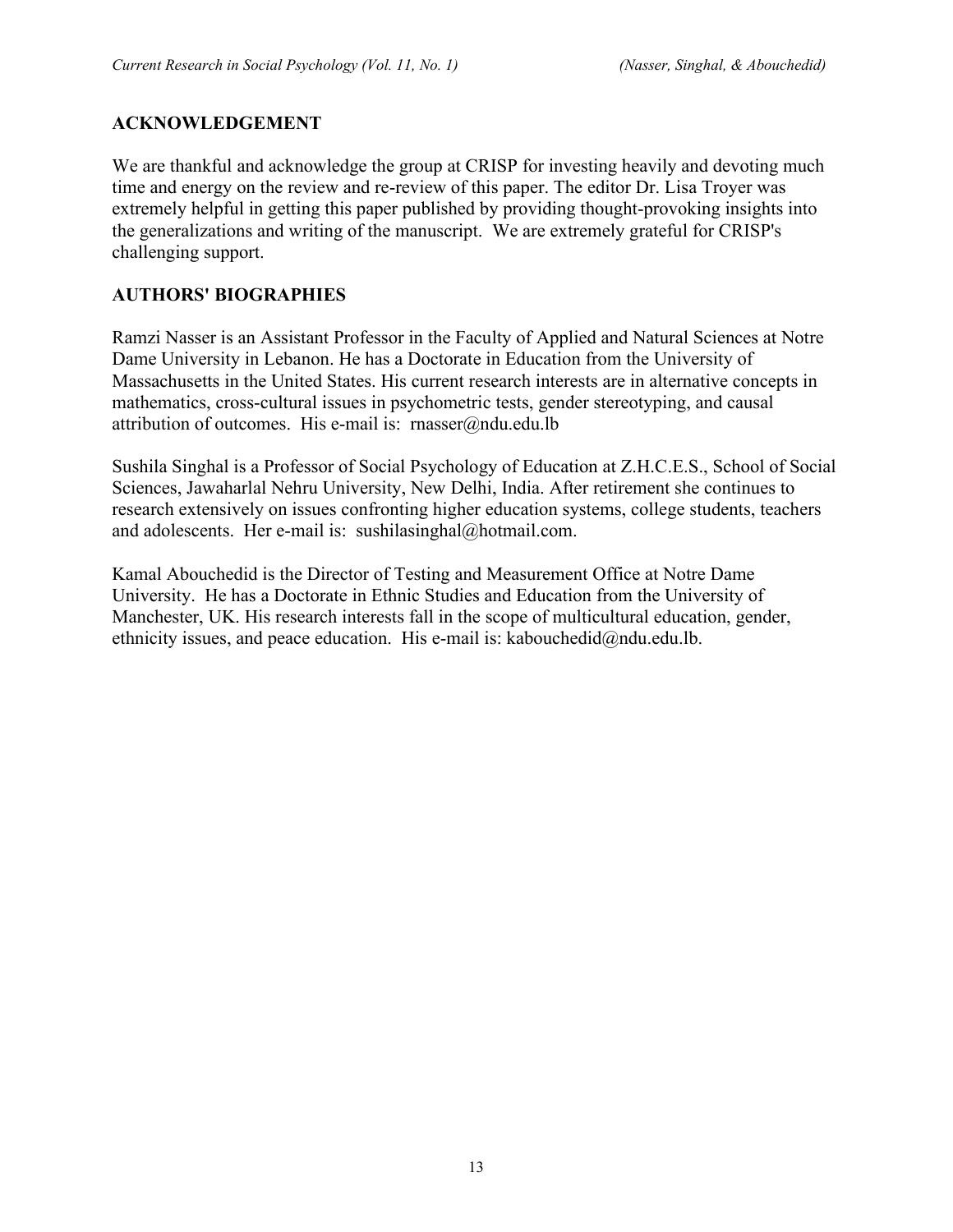## ACKNOWLEDGEMENT

We are thankful and acknowledge the group at CRISP for investing heavily and devoting much time and energy on the review and re-review of this paper. The editor Dr. Lisa Troyer was extremely helpful in getting this paper published by providing thought-provoking insights into the generalizations and writing of the manuscript. We are extremely grateful for CRISP's challenging support.

## AUTHORS' BIOGRAPHIES

Ramzi Nasser is an Assistant Professor in the Faculty of Applied and Natural Sciences at Notre Dame University in Lebanon. He has a Doctorate in Education from the University of Massachusetts in the United States. His current research interests are in alternative concepts in mathematics, cross-cultural issues in psychometric tests, gender stereotyping, and causal attribution of outcomes. His e-mail is: rnasser@ndu.edu.lb

Sushila Singhal is a Professor of Social Psychology of Education at Z.H.C.E.S., School of Social Sciences, Jawaharlal Nehru University, New Delhi, India. After retirement she continues to research extensively on issues confronting higher education systems, college students, teachers and adolescents. Her e-mail is: sushilasinghal@hotmail.com.

Kamal Abouchedid is the Director of Testing and Measurement Office at Notre Dame University. He has a Doctorate in Ethnic Studies and Education from the University of Manchester, UK. His research interests fall in the scope of multicultural education, gender, ethnicity issues, and peace education. His e-mail is: kabouchedid@ndu.edu.lb.